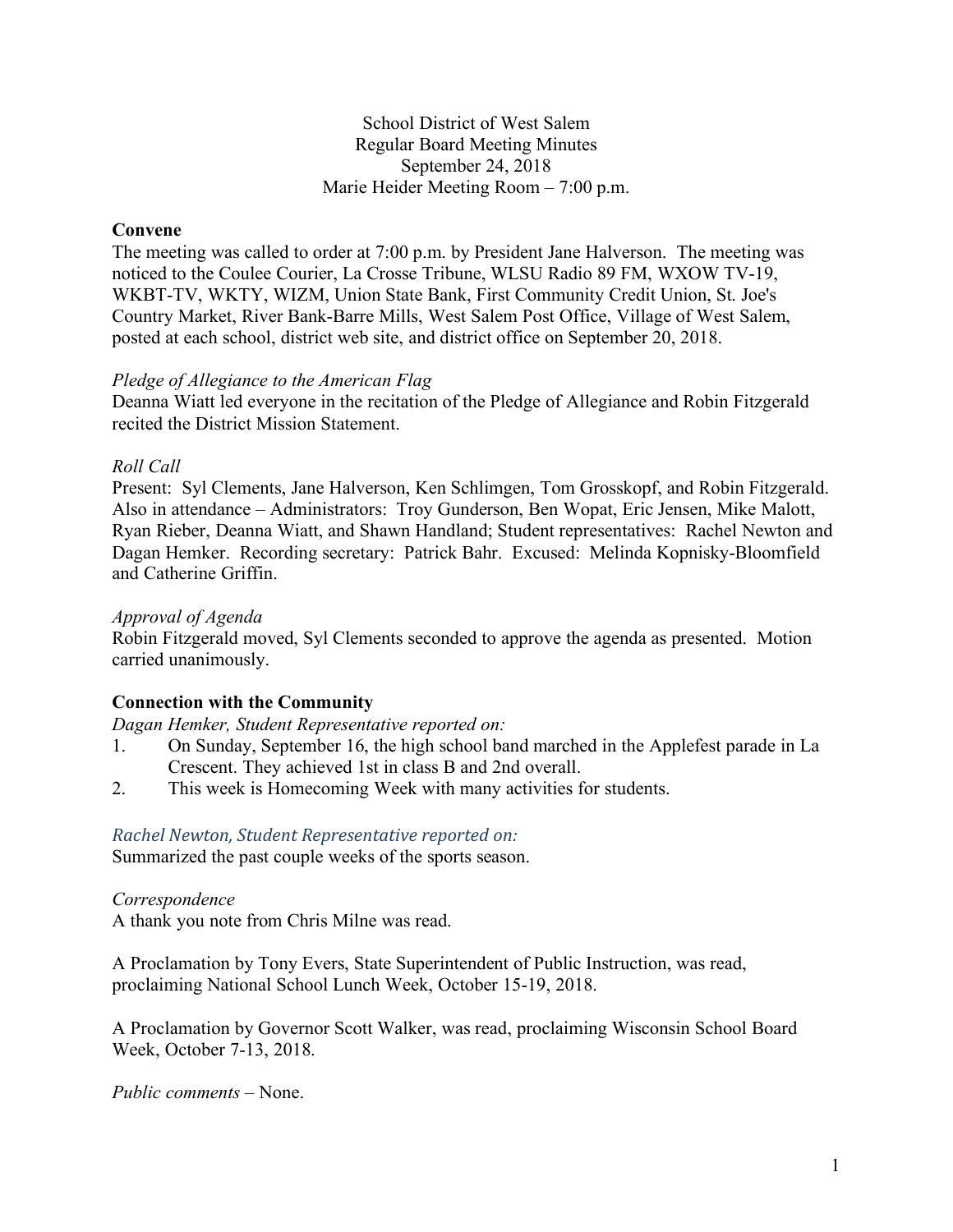School District of West Salem
Regular Board Meeting Minutes
September 24, 2018
Marie Heider Meeting Room – 7:00 p.m.

**Convene**

The meeting was called to order at 7:00 p.m. by President Jane Halverson. The meeting was noticed to the Coulee Courier, La Crosse Tribune, WLSU Radio 89 FM, WXOW TV-19, WKBT-TV, WKTY, WIZM, Union State Bank, First Community Credit Union, St. Joe's Country Market, River Bank-Barre Mills, West Salem Post Office, Village of West Salem, posted at each school, district web site, and district office on September 20, 2018.

*Pledge of Allegiance to the American Flag*

Deanna Wiatt led everyone in the recitation of the Pledge of Allegiance and Robin Fitzgerald recited the District Mission Statement.

*Roll Call*

Present: Syl Clements, Jane Halverson, Ken Schlimgen, Tom Grosskopf, and Robin Fitzgerald. Also in attendance – Administrators: Troy Gunderson, Ben Wopat, Eric Jensen, Mike Malott, Ryan Rieber, Deanna Wiatt, and Shawn Handland; Student representatives: Rachel Newton and Dagan Hemker. Recording secretary: Patrick Bahr. Excused: Melinda Kopnisky-Bloomfield and Catherine Griffin.

*Approval of Agenda*

Robin Fitzgerald moved, Syl Clements seconded to approve the agenda as presented. Motion carried unanimously.

**Connection with the Community**

*Dagan Hemker, Student Representative reported on:*

1. On Sunday, September 16, the high school band marched in the Applefest parade in La Crescent. They achieved 1st in class B and 2nd overall.
2. This week is Homecoming Week with many activities for students.

*Rachel Newton, Student Representative reported on:*

Summarized the past couple weeks of the sports season.

*Correspondence*

A thank you note from Chris Milne was read.

A Proclamation by Tony Evers, State Superintendent of Public Instruction, was read, proclaiming National School Lunch Week, October 15-19, 2018.

A Proclamation by Governor Scott Walker, was read, proclaiming Wisconsin School Board Week, October 7-13, 2018.

*Public comments* – None.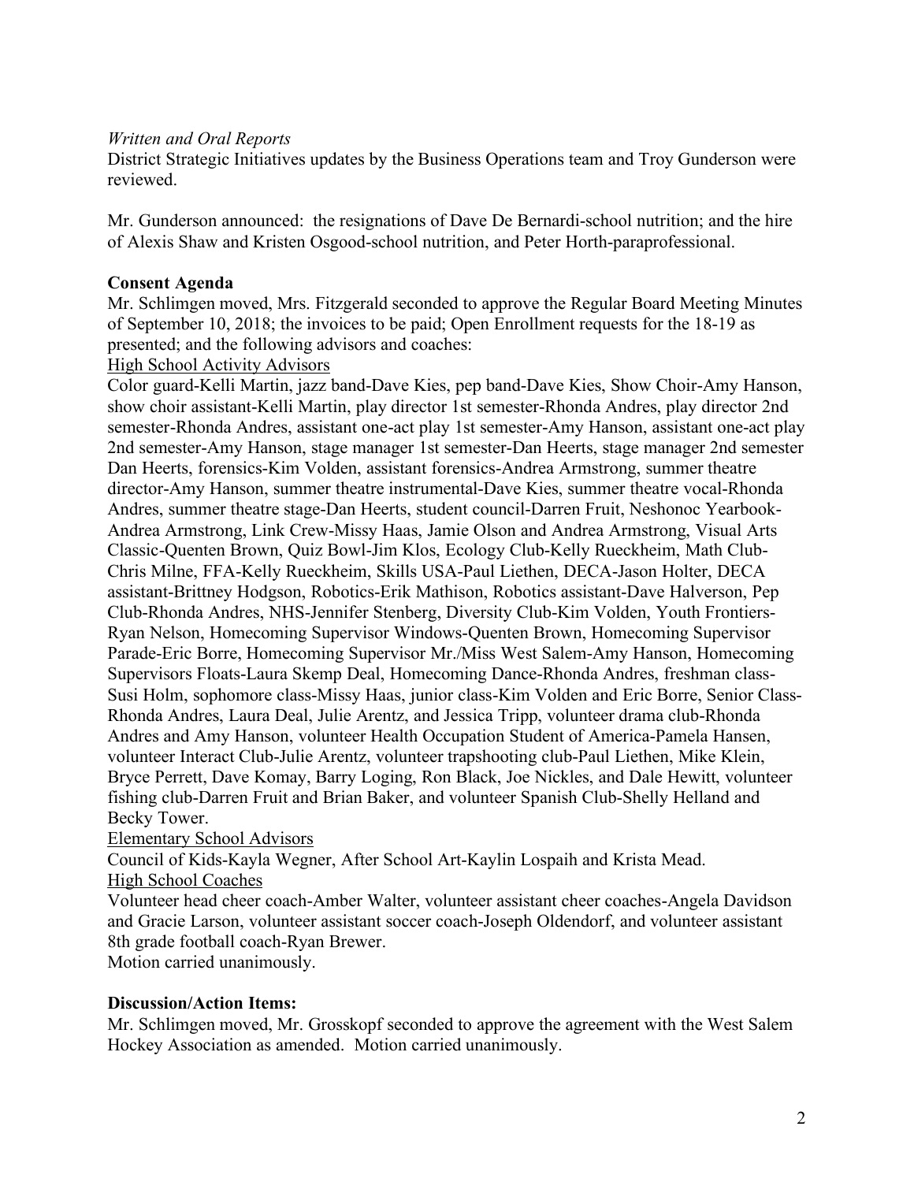*Written and Oral Reports*

District Strategic Initiatives updates by the Business Operations team and Troy Gunderson were reviewed.

Mr. Gunderson announced: the resignations of Dave De Bernardi-school nutrition; and the hire of Alexis Shaw and Kristen Osgood-school nutrition, and Peter Horth-paraprofessional.

**Consent Agenda**

Mr. Schlimgen moved, Mrs. Fitzgerald seconded to approve the Regular Board Meeting Minutes of September 10, 2018; the invoices to be paid; Open Enrollment requests for the 18-19 as presented; and the following advisors and coaches:

<u>High School Activity Advisors</u>

Color guard-Kelli Martin, jazz band-Dave Kies, pep band-Dave Kies, Show Choir-Amy Hanson, show choir assistant-Kelli Martin, play director 1st semester-Rhonda Andres, play director 2nd semester-Rhonda Andres, assistant one-act play 1st semester-Amy Hanson, assistant one-act play 2nd semester-Amy Hanson, stage manager 1st semester-Dan Heerts, stage manager 2nd semester Dan Heerts, forensics-Kim Volden, assistant forensics-Andrea Armstrong, summer theatre director-Amy Hanson, summer theatre instrumental-Dave Kies, summer theatre vocal-Rhonda Andres, summer theatre stage-Dan Heerts, student council-Darren Fruit, Neshonoc Yearbook-Andrea Armstrong, Link Crew-Missy Haas, Jamie Olson and Andrea Armstrong, Visual Arts Classic-Quenten Brown, Quiz Bowl-Jim Klos, Ecology Club-Kelly Rueckheim, Math Club-Chris Milne, FFA-Kelly Rueckheim, Skills USA-Paul Liethen, DECA-Jason Holter, DECA assistant-Brittney Hodgson, Robotics-Erik Mathison, Robotics assistant-Dave Halverson, Pep Club-Rhonda Andres, NHS-Jennifer Stenberg, Diversity Club-Kim Volden, Youth Frontiers-Ryan Nelson, Homecoming Supervisor Windows-Quenten Brown, Homecoming Supervisor Parade-Eric Borre, Homecoming Supervisor Mr./Miss West Salem-Amy Hanson, Homecoming Supervisors Floats-Laura Skemp Deal, Homecoming Dance-Rhonda Andres, freshman class-Susi Holm, sophomore class-Missy Haas, junior class-Kim Volden and Eric Borre, Senior Class-Rhonda Andres, Laura Deal, Julie Arentz, and Jessica Tripp, volunteer drama club-Rhonda Andres and Amy Hanson, volunteer Health Occupation Student of America-Pamela Hansen, volunteer Interact Club-Julie Arentz, volunteer trapshooting club-Paul Liethen, Mike Klein, Bryce Perrett, Dave Komay, Barry Loging, Ron Black, Joe Nickles, and Dale Hewitt, volunteer fishing club-Darren Fruit and Brian Baker, and volunteer Spanish Club-Shelly Helland and Becky Tower.

<u>Elementary School Advisors</u>

Council of Kids-Kayla Wegner, After School Art-Kaylin Lospaih and Krista Mead.

<u>High School Coaches</u>

Volunteer head cheer coach-Amber Walter, volunteer assistant cheer coaches-Angela Davidson and Gracie Larson, volunteer assistant soccer coach-Joseph Oldendorf, and volunteer assistant 8th grade football coach-Ryan Brewer.

Motion carried unanimously.

**Discussion/Action Items:**

Mr. Schlimgen moved, Mr. Grosskopf seconded to approve the agreement with the West Salem Hockey Association as amended. Motion carried unanimously.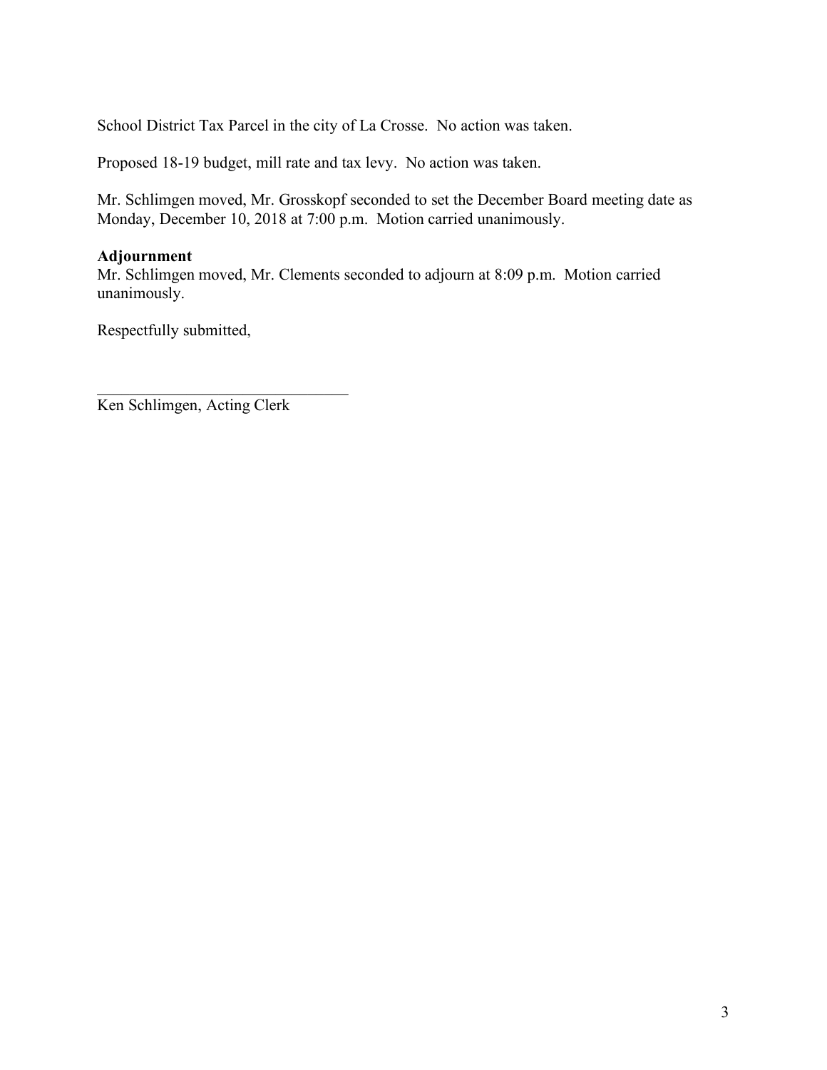School District Tax Parcel in the city of La Crosse. No action was taken.

Proposed 18-19 budget, mill rate and tax levy. No action was taken.

Mr. Schlimgen moved, Mr. Grosskopf seconded to set the December Board meeting date as Monday, December 10, 2018 at 7:00 p.m. Motion carried unanimously.

**Adjournment**
Mr. Schlimgen moved, Mr. Clements seconded to adjourn at 8:09 p.m. Motion carried unanimously.

Respectfully submitted,

\_\_\_\_\_\_\_\_\_\_\_\_\_\_\_\_\_\_\_\_\_\_\_\_\_\_\_\_\_\_\_\_\_\_

Ken Schlimgen, Acting Clerk